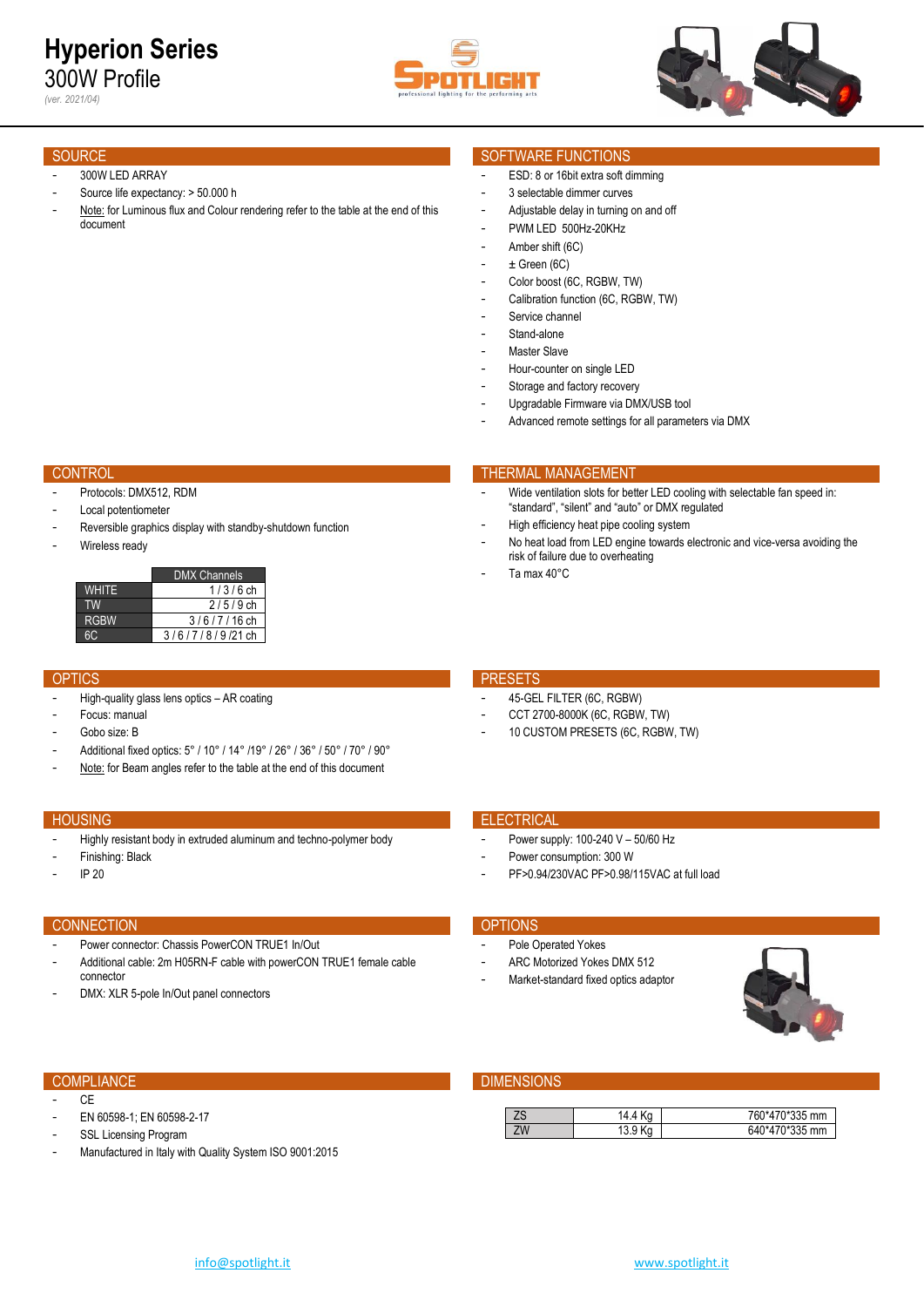# Hyperion Series

## 300W Profile

*(ver. 2021/04)*

## SOURCE

- 300W LED ARRAY
- Source life expectancy: > 50.000 h
- Note: for Luminous flux and Colour rendering refer to the table at the end of this document

## SOFTWARE FUNCTIONS

- ESD: 8 or 16bit extra soft dimming
- 3 selectable dimmer curves
- Adjustable delay in turning on and off
- PWM LED 500Hz-20KHz
- Amber shift (6C)
- ± Green (6C)
- Color boost (6C, RGBW, TW)
- Calibration function (6C, RGBW, TW)
- Service channel
- Stand-alone
- Master Slave
- Hour-counter on single LED
- Storage and factory recovery
- Upgradable Firmware via DMX/USB tool
- Advanced remote settings for all parameters via DMX

## CONTROL

- Protocols: DMX512, RDM
- Local potentiometer
- Reversible graphics display with standby-shutdown function
- Wireless ready

| | DMX Channels |
|---|---|
| WHITE | 1 / 3 / 6 ch |
| TW | 2 / 5 / 9 ch |
| RGBW | 3 / 6 / 7 / 16 ch |
| 6C | 3 / 6 / 7 / 8 / 9 /21 ch |

## THERMAL MANAGEMENT

- Wide ventilation slots for better LED cooling with selectable fan speed in: "standard", "silent" and "auto" or DMX regulated
- High efficiency heat pipe cooling system
- No heat load from LED engine towards electronic and vice-versa avoiding the risk of failure due to overheating
- Ta max 40°C

## OPTICS

- High-quality glass lens optics – AR coating
- Focus: manual
- Gobo size: B
- Additional fixed optics: 5° / 10° / 14° /19° / 26° / 36° / 50° / 70° / 90°
- Note: for Beam angles refer to the table at the end of this document

## PRESETS

- 45-GEL FILTER (6C, RGBW)
- CCT 2700-8000K (6C, RGBW, TW)
- 10 CUSTOM PRESETS (6C, RGBW, TW)

## HOUSING

- Highly resistant body in extruded aluminum and techno-polymer body
- Finishing: Black
- IP 20

## ELECTRICAL

- Power supply: 100-240 V – 50/60 Hz
- Power consumption: 300 W
- PF>0.94/230VAC PF>0.98/115VAC at full load

## CONNECTION

- Power connector: Chassis PowerCON TRUE1 In/Out
- Additional cable: 2m H05RN-F cable with powerCON TRUE1 female cable connector
- DMX: XLR 5-pole In/Out panel connectors

## OPTIONS

- Pole Operated Yokes
- ARC Motorized Yokes DMX 512
- Market-standard fixed optics adaptor

## COMPLIANCE

- CE
- EN 60598-1; EN 60598-2-17
- SSL Licensing Program
- Manufactured in Italy with Quality System ISO 9001:2015

## DIMENSIONS

| | | |
|---|---|---|
| ZS | 14.4 Kg | 760*470*335 mm |
| ZW | 13.9 Kg | 640*470*335 mm |

info@spotlight.it www.spotlight.it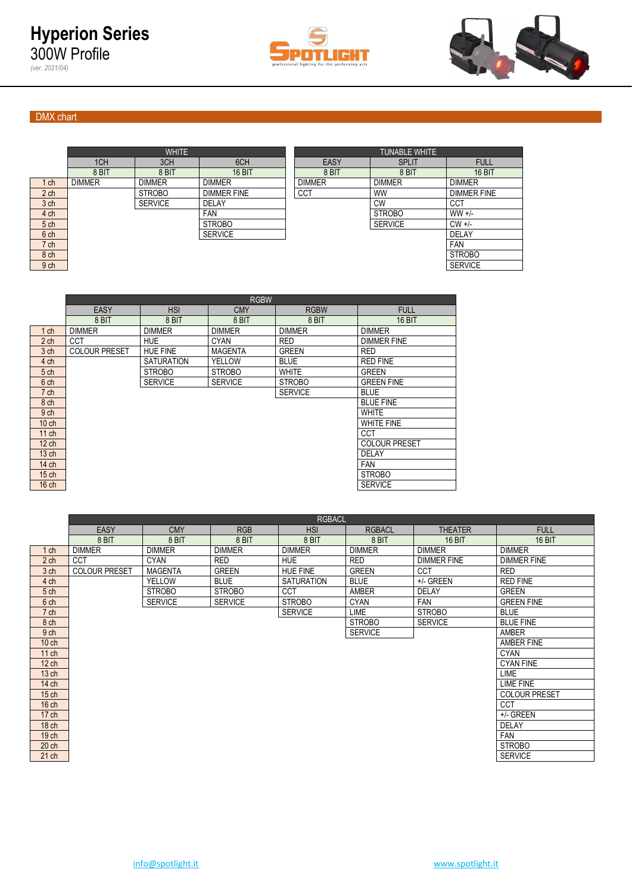# Hyperion Series

300W Profile

*(ver. 2021/04)*

## DMX chart

| | WHITE | | | TUNABLE WHITE | | |
|---|---|---|---|---|---|---|
| | 1CH | 3CH | 6CH | EASY | SPLIT | FULL |
| | 8 BIT | 8 BIT | 16 BIT | 8 BIT | 8 BIT | 16 BIT |
| 1 ch | DIMMER | DIMMER | DIMMER | DIMMER | DIMMER | DIMMER |
| 2 ch | | STROBO | DIMMER FINE | CCT | WW | DIMMER FINE |
| 3 ch | | SERVICE | DELAY | | CW | CCT |
| 4 ch | | | FAN | | STROBO | WW +/- |
| 5 ch | | | STROBO | | SERVICE | CW +/- |
| 6 ch | | | SERVICE | | | DELAY |
| 7 ch | | | | | | FAN |
| 8 ch | | | | | | STROBO |
| 9 ch | | | | | | SERVICE |

| | RGBW | | | | |
|---|---|---|---|---|---|
| | EASY | HSI | CMY | RGBW | FULL |
| | 8 BIT | 8 BIT | 8 BIT | 8 BIT | 16 BIT |
| 1 ch | DIMMER | DIMMER | DIMMER | DIMMER | DIMMER |
| 2 ch | CCT | HUE | CYAN | RED | DIMMER FINE |
| 3 ch | COLOUR PRESET | HUE FINE | MAGENTA | GREEN | RED |
| 4 ch | | SATURATION | YELLOW | BLUE | RED FINE |
| 5 ch | | STROBO | STROBO | WHITE | GREEN |
| 6 ch | | SERVICE | SERVICE | STROBO | GREEN FINE |
| 7 ch | | | | SERVICE | BLUE |
| 8 ch | | | | | BLUE FINE |
| 9 ch | | | | | WHITE |
| 10 ch | | | | | WHITE FINE |
| 11 ch | | | | | CCT |
| 12 ch | | | | | COLOUR PRESET |
| 13 ch | | | | | DELAY |
| 14 ch | | | | | FAN |
| 15 ch | | | | | STROBO |
| 16 ch | | | | | SERVICE |

| | RGBACL | | | | | | |
|---|---|---|---|---|---|---|---|
| | EASY | CMY | RGB | HSI | RGBACL | THEATER | FULL |
| | 8 BIT | 8 BIT | 8 BIT | 8 BIT | 8 BIT | 16 BIT | 16 BIT |
| 1 ch | DIMMER | DIMMER | DIMMER | DIMMER | DIMMER | DIMMER | DIMMER |
| 2 ch | CCT | CYAN | RED | HUE | RED | DIMMER FINE | DIMMER FINE |
| 3 ch | COLOUR PRESET | MAGENTA | GREEN | HUE FINE | GREEN | CCT | RED |
| 4 ch | | YELLOW | BLUE | SATURATION | BLUE | +/- GREEN | RED FINE |
| 5 ch | | STROBO | STROBO | CCT | AMBER | DELAY | GREEN |
| 6 ch | | SERVICE | SERVICE | STROBO | CYAN | FAN | GREEN FINE |
| 7 ch | | | | SERVICE | LIME | STROBO | BLUE |
| 8 ch | | | | | STROBO | SERVICE | BLUE FINE |
| 9 ch | | | | | SERVICE | | AMBER |
| 10 ch | | | | | | | AMBER FINE |
| 11 ch | | | | | | | CYAN |
| 12 ch | | | | | | | CYAN FINE |
| 13 ch | | | | | | | LIME |
| 14 ch | | | | | | | LIME FINE |
| 15 ch | | | | | | | COLOUR PRESET |
| 16 ch | | | | | | | CCT |
| 17 ch | | | | | | | +/- GREEN |
| 18 ch | | | | | | | DELAY |
| 19 ch | | | | | | | FAN |
| 20 ch | | | | | | | STROBO |
| 21 ch | | | | | | | SERVICE |

info@spotlight.it

www.spotlight.it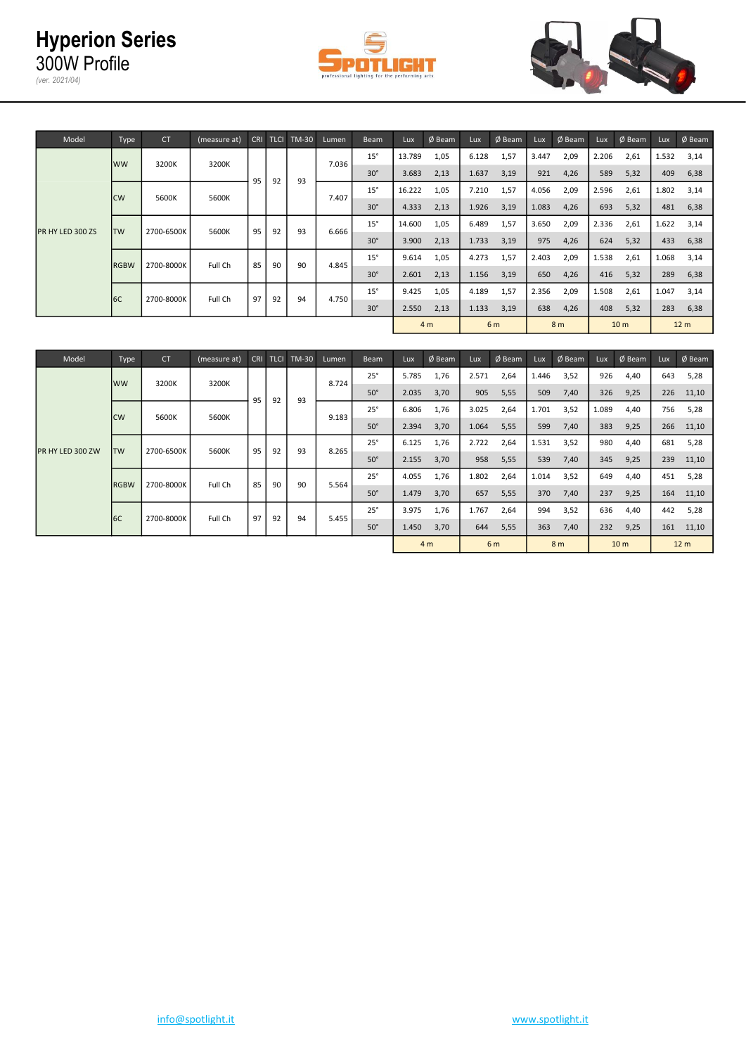# Hyperion Series

## 300W Profile

*(ver. 2021/04)*

| Model | Type | CT | (measure at) | CRI | TLCI | TM-30 | Lumen | Beam | Lux | Ø Beam | Lux | Ø Beam | Lux | Ø Beam | Lux | Ø Beam | Lux | Ø Beam |
|---|---|---|---|---|---|---|---|---|---|---|---|---|---|---|---|---|---|---|
| PR HY LED 300 ZS | WW | 3200K | 3200K | 95 | 92 | 93 | 7.036 | 15° | 13.789 | 1,05 | 6.128 | 1,57 | 3.447 | 2,09 | 2.206 | 2,61 | 1.532 | 3,14 |
| | | | | | | | | 30° | 3.683 | 2,13 | 1.637 | 3,19 | 921 | 4,26 | 589 | 5,32 | 409 | 6,38 |
| | CW | 5600K | 5600K | | | | 7.407 | 15° | 16.222 | 1,05 | 7.210 | 1,57 | 4.056 | 2,09 | 2.596 | 2,61 | 1.802 | 3,14 |
| | | | | | | | | 30° | 4.333 | 2,13 | 1.926 | 3,19 | 1.083 | 4,26 | 693 | 5,32 | 481 | 6,38 |
| | TW | 2700-6500K | 5600K | 95 | 92 | 93 | 6.666 | 15° | 14.600 | 1,05 | 6.489 | 1,57 | 3.650 | 2,09 | 2.336 | 2,61 | 1.622 | 3,14 |
| | | | | | | | | 30° | 3.900 | 2,13 | 1.733 | 3,19 | 975 | 4,26 | 624 | 5,32 | 433 | 6,38 |
| | RGBW | 2700-8000K | Full Ch | 85 | 90 | 90 | 4.845 | 15° | 9.614 | 1,05 | 4.273 | 1,57 | 2.403 | 2,09 | 1.538 | 2,61 | 1.068 | 3,14 |
| | | | | | | | | 30° | 2.601 | 2,13 | 1.156 | 3,19 | 650 | 4,26 | 416 | 5,32 | 289 | 6,38 |
| | 6C | 2700-8000K | Full Ch | 97 | 92 | 94 | 4.750 | 15° | 9.425 | 1,05 | 4.189 | 1,57 | 2.356 | 2,09 | 1.508 | 2,61 | 1.047 | 3,14 |
| | | | | | | | | 30° | 2.550 | 2,13 | 1.133 | 3,19 | 638 | 4,26 | 408 | 5,32 | 283 | 6,38 |
| | | | | | | | | | 4 m | | 6 m | | 8 m | | 10 m | | 12 m | |

| Model | Type | CT | (measure at) | CRI | TLCI | TM-30 | Lumen | Beam | Lux | Ø Beam | Lux | Ø Beam | Lux | Ø Beam | Lux | Ø Beam | Lux | Ø Beam |
|---|---|---|---|---|---|---|---|---|---|---|---|---|---|---|---|---|---|---|
| PR HY LED 300 ZW | WW | 3200K | 3200K | 95 | 92 | 93 | 8.724 | 25° | 5.785 | 1,76 | 2.571 | 2,64 | 1.446 | 3,52 | 926 | 4,40 | 643 | 5,28 |
| | | | | | | | | 50° | 2.035 | 3,70 | 905 | 5,55 | 509 | 7,40 | 326 | 9,25 | 226 | 11,10 |
| | CW | 5600K | 5600K | | | | 9.183 | 25° | 6.806 | 1,76 | 3.025 | 2,64 | 1.701 | 3,52 | 1.089 | 4,40 | 756 | 5,28 |
| | | | | | | | | 50° | 2.394 | 3,70 | 1.064 | 5,55 | 599 | 7,40 | 383 | 9,25 | 266 | 11,10 |
| | TW | 2700-6500K | 5600K | 95 | 92 | 93 | 8.265 | 25° | 6.125 | 1,76 | 2.722 | 2,64 | 1.531 | 3,52 | 980 | 4,40 | 681 | 5,28 |
| | | | | | | | | 50° | 2.155 | 3,70 | 958 | 5,55 | 539 | 7,40 | 345 | 9,25 | 239 | 11,10 |
| | RGBW | 2700-8000K | Full Ch | 85 | 90 | 90 | 5.564 | 25° | 4.055 | 1,76 | 1.802 | 2,64 | 1.014 | 3,52 | 649 | 4,40 | 451 | 5,28 |
| | | | | | | | | 50° | 1.479 | 3,70 | 657 | 5,55 | 370 | 7,40 | 237 | 9,25 | 164 | 11,10 |
| | 6C | 2700-8000K | Full Ch | 97 | 92 | 94 | 5.455 | 25° | 3.975 | 1,76 | 1.767 | 2,64 | 994 | 3,52 | 636 | 4,40 | 442 | 5,28 |
| | | | | | | | | 50° | 1.450 | 3,70 | 644 | 5,55 | 363 | 7,40 | 232 | 9,25 | 161 | 11,10 |
| | | | | | | | | | 4 m | | 6 m | | 8 m | | 10 m | | 12 m | |

info@spotlight.it

www.spotlight.it